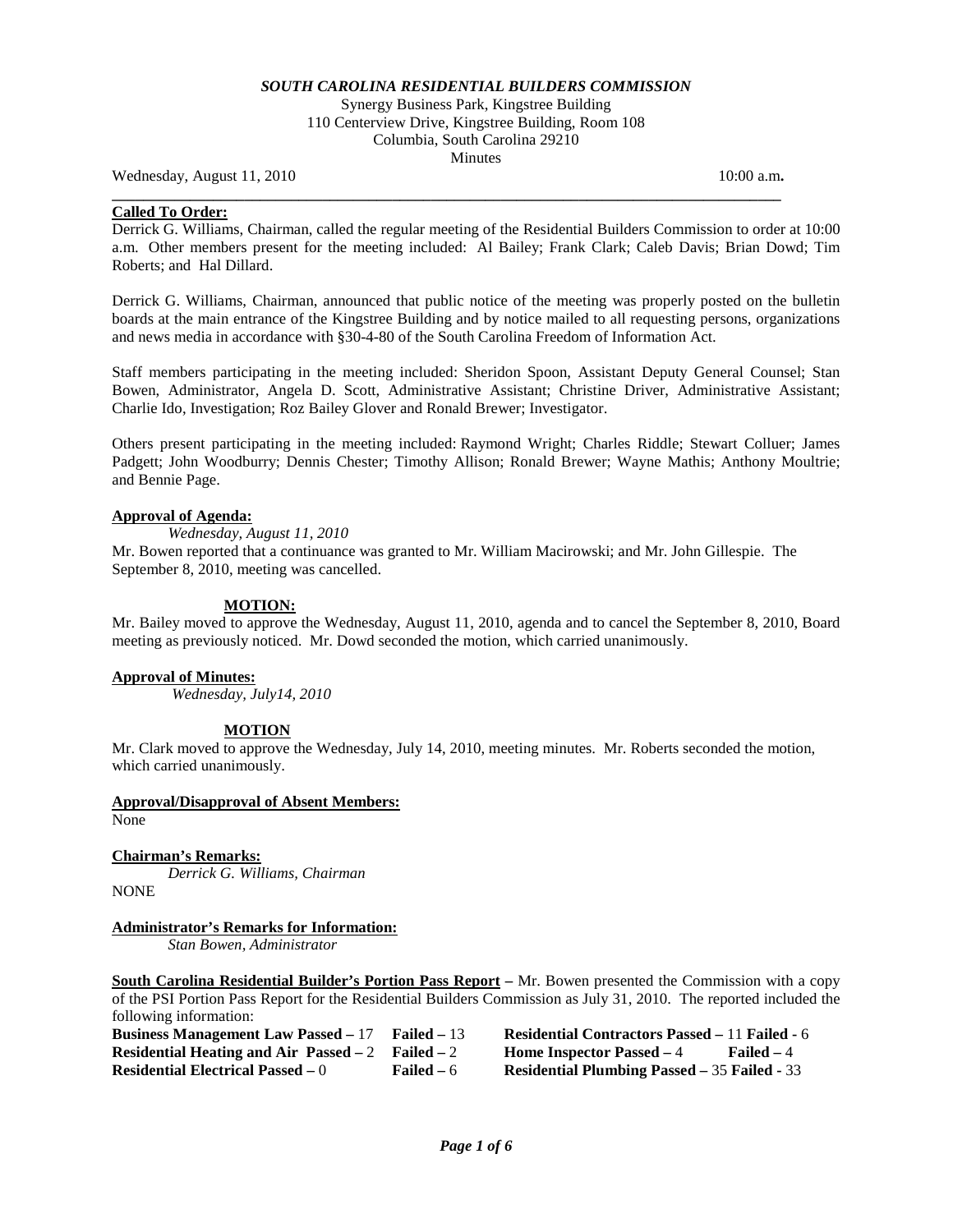***SOUTH CAROLINA RESIDENTIAL BUILDERS COMMISSION***

Synergy Business Park, Kingstree Building
110 Centerview Drive, Kingstree Building, Room 108
Columbia, South Carolina 29210
Minutes

Wednesday, August 11, 2010 10:00 a.m**.**

**Called To Order:**

Derrick G. Williams, Chairman, called the regular meeting of the Residential Builders Commission to order at 10:00 a.m. Other members present for the meeting included: Al Bailey; Frank Clark; Caleb Davis; Brian Dowd; Tim Roberts; and Hal Dillard.

Derrick G. Williams, Chairman, announced that public notice of the meeting was properly posted on the bulletin boards at the main entrance of the Kingstree Building and by notice mailed to all requesting persons, organizations and news media in accordance with §30-4-80 of the South Carolina Freedom of Information Act.

Staff members participating in the meeting included: Sheridon Spoon, Assistant Deputy General Counsel; Stan Bowen, Administrator, Angela D. Scott, Administrative Assistant; Christine Driver, Administrative Assistant; Charlie Ido, Investigation; Roz Bailey Glover and Ronald Brewer; Investigator.

Others present participating in the meeting included: Raymond Wright; Charles Riddle; Stewart Colluer; James Padgett; John Woodburry; Dennis Chester; Timothy Allison; Ronald Brewer; Wayne Mathis; Anthony Moultrie; and Bennie Page.

**Approval of Agenda:**

*Wednesday, August 11, 2010*

Mr. Bowen reported that a continuance was granted to Mr. William Macirowski; and Mr. John Gillespie. The September 8, 2010, meeting was cancelled.

**MOTION:**

Mr. Bailey moved to approve the Wednesday, August 11, 2010, agenda and to cancel the September 8, 2010, Board meeting as previously noticed. Mr. Dowd seconded the motion, which carried unanimously.

**Approval of Minutes:**

*Wednesday, July14, 2010*

**MOTION**

Mr. Clark moved to approve the Wednesday, July 14, 2010, meeting minutes. Mr. Roberts seconded the motion, which carried unanimously.

**Approval/Disapproval of Absent Members:**

None

**Chairman's Remarks:**

*Derrick G. Williams, Chairman*

NONE

**Administrator's Remarks for Information:**

*Stan Bowen, Administrator*

**South Carolina Residential Builder's Portion Pass Report –** Mr. Bowen presented the Commission with a copy of the PSI Portion Pass Report for the Residential Builders Commission as July 31, 2010. The reported included the following information:

**Business Management Law Passed –** 17 **Failed –** 13 **Residential Contractors Passed –** 11 **Failed -** 6
**Residential Heating and Air Passed –** 2 **Failed –** 2 **Home Inspector Passed –** 4 **Failed –** 4
**Residential Electrical Passed –** 0 **Failed –** 6 **Residential Plumbing Passed –** 35 **Failed -** 33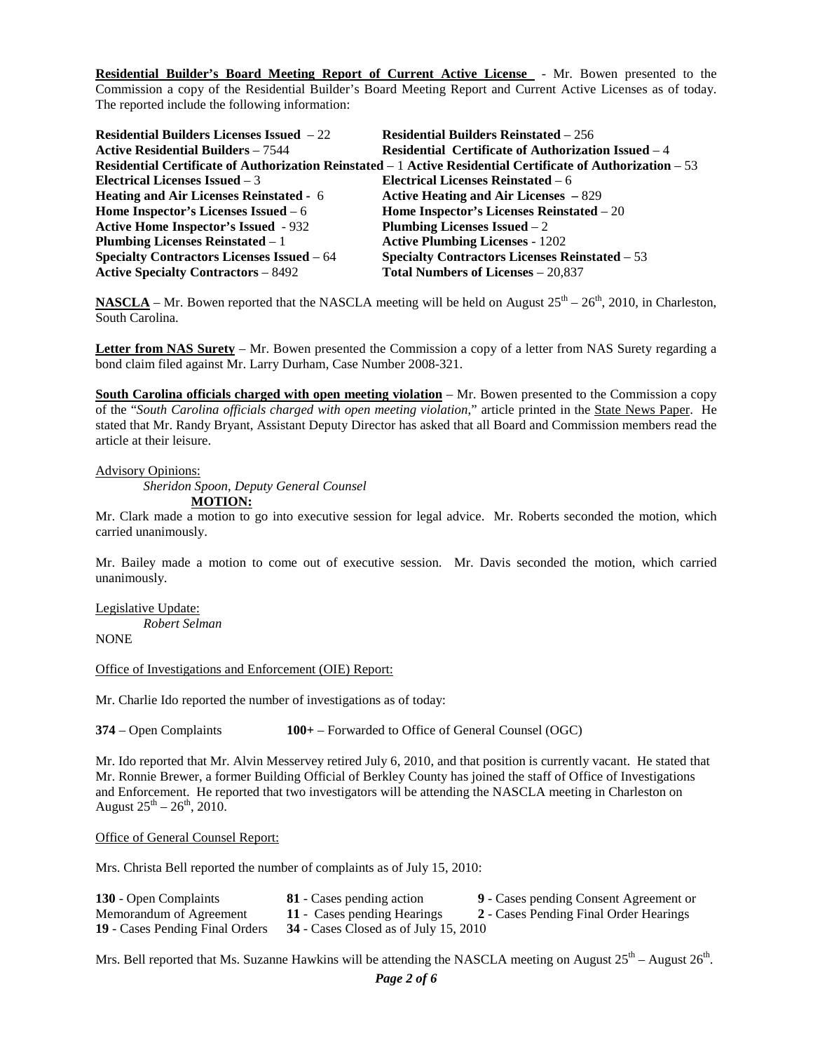**Residential Builder's Board Meeting Report of Current Active License** - Mr. Bowen presented to the Commission a copy of the Residential Builder's Board Meeting Report and Current Active Licenses as of today. The reported include the following information:

**Residential Builders Licenses Issued** – 22
**Residential Builders Reinstated** – 256
**Active Residential Builders** – 7544
**Residential Certificate of Authorization Issued** – 4
**Residential Certificate of Authorization Reinstated** – 1
**Active Residential Certificate of Authorization** – 53
**Electrical Licenses Issued** – 3
**Electrical Licenses Reinstated** – 6
**Heating and Air Licenses Reinstated -** 6
**Active Heating and Air Licenses –** 829
**Home Inspector's Licenses Issued** – 6
**Home Inspector's Licenses Reinstated** – 20
**Active Home Inspector's Issued** - 932
**Plumbing Licenses Issued** – 2
**Plumbing Licenses Reinstated** – 1
**Active Plumbing Licenses** - 1202
**Specialty Contractors Licenses Issued** – 64
**Specialty Contractors Licenses Reinstated** – 53
**Active Specialty Contractors** – 8492
**Total Numbers of Licenses** – 20,837

**NASCLA** – Mr. Bowen reported that the NASCLA meeting will be held on August 25th – 26th, 2010, in Charleston, South Carolina.

**Letter from NAS Surety** – Mr. Bowen presented the Commission a copy of a letter from NAS Surety regarding a bond claim filed against Mr. Larry Durham, Case Number 2008-321.

**South Carolina officials charged with open meeting violation** – Mr. Bowen presented to the Commission a copy of the "*South Carolina officials charged with open meeting violation*," article printed in the State News Paper. He stated that Mr. Randy Bryant, Assistant Deputy Director has asked that all Board and Commission members read the article at their leisure.

Advisory Opinions:

*Sheridon Spoon, Deputy General Counsel*

**MOTION:**

Mr. Clark made a motion to go into executive session for legal advice. Mr. Roberts seconded the motion, which carried unanimously.

Mr. Bailey made a motion to come out of executive session. Mr. Davis seconded the motion, which carried unanimously.

Legislative Update:

*Robert Selman*

NONE

Office of Investigations and Enforcement (OIE) Report:

Mr. Charlie Ido reported the number of investigations as of today:

**374** – Open Complaints
**100+** – Forwarded to Office of General Counsel (OGC)

Mr. Ido reported that Mr. Alvin Messervey retired July 6, 2010, and that position is currently vacant. He stated that Mr. Ronnie Brewer, a former Building Official of Berkley County has joined the staff of Office of Investigations and Enforcement. He reported that two investigators will be attending the NASCLA meeting in Charleston on August 25th – 26th, 2010.

Office of General Counsel Report:

Mrs. Christa Bell reported the number of complaints as of July 15, 2010:

**130** - Open Complaints
**81** - Cases pending action
**9** - Cases pending Consent Agreement or Memorandum of Agreement
**11** - Cases pending Hearings
**2** - Cases Pending Final Order Hearings
**19** - Cases Pending Final Orders
**34** - Cases Closed as of July 15, 2010

Mrs. Bell reported that Ms. Suzanne Hawkins will be attending the NASCLA meeting on August 25th – August 26th.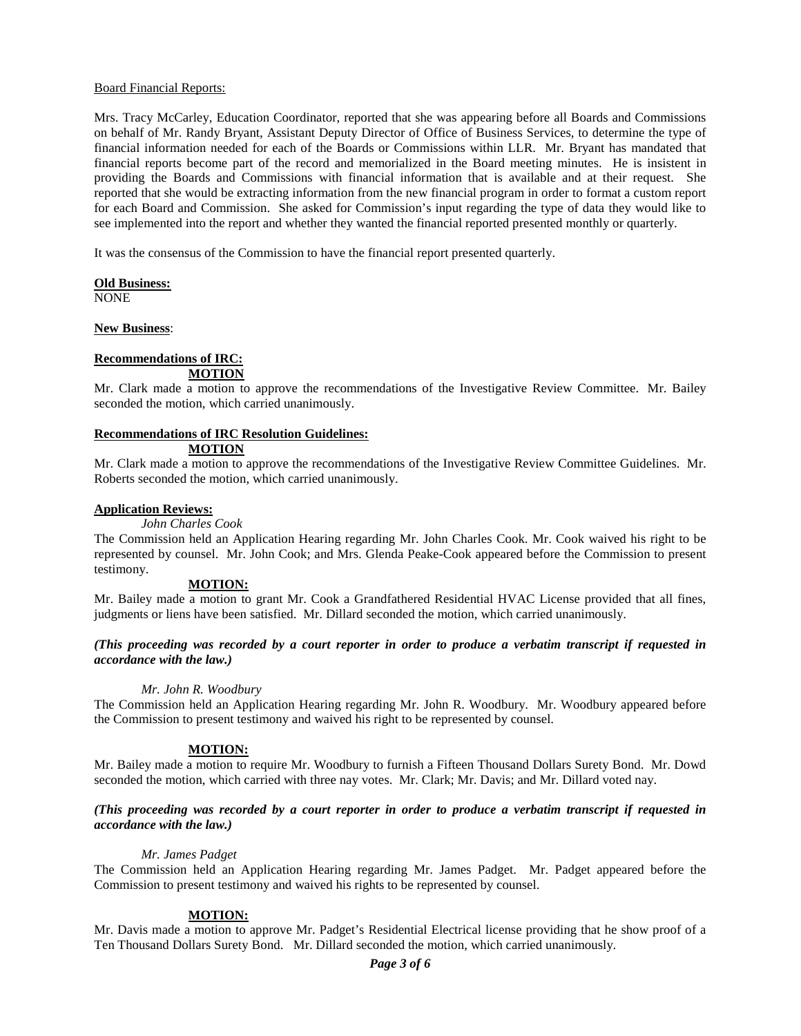Board Financial Reports:

Mrs. Tracy McCarley, Education Coordinator, reported that she was appearing before all Boards and Commissions on behalf of Mr. Randy Bryant, Assistant Deputy Director of Office of Business Services, to determine the type of financial information needed for each of the Boards or Commissions within LLR. Mr. Bryant has mandated that financial reports become part of the record and memorialized in the Board meeting minutes. He is insistent in providing the Boards and Commissions with financial information that is available and at their request. She reported that she would be extracting information from the new financial program in order to format a custom report for each Board and Commission. She asked for Commission's input regarding the type of data they would like to see implemented into the report and whether they wanted the financial reported presented monthly or quarterly.

It was the consensus of the Commission to have the financial report presented quarterly.

**Old Business:**
NONE

**New Business**:

**Recommendations of IRC:**

**MOTION**

Mr. Clark made a motion to approve the recommendations of the Investigative Review Committee. Mr. Bailey seconded the motion, which carried unanimously.

**Recommendations of IRC Resolution Guidelines:**

**MOTION**

Mr. Clark made a motion to approve the recommendations of the Investigative Review Committee Guidelines. Mr. Roberts seconded the motion, which carried unanimously.

**Application Reviews:**

*John Charles Cook*

The Commission held an Application Hearing regarding Mr. John Charles Cook. Mr. Cook waived his right to be represented by counsel. Mr. John Cook; and Mrs. Glenda Peake-Cook appeared before the Commission to present testimony.

**MOTION:**

Mr. Bailey made a motion to grant Mr. Cook a Grandfathered Residential HVAC License provided that all fines, judgments or liens have been satisfied. Mr. Dillard seconded the motion, which carried unanimously.

***(This proceeding was recorded by a court reporter in order to produce a verbatim transcript if requested in accordance with the law.)***

*Mr. John R. Woodbury*

The Commission held an Application Hearing regarding Mr. John R. Woodbury. Mr. Woodbury appeared before the Commission to present testimony and waived his right to be represented by counsel.

**MOTION:**

Mr. Bailey made a motion to require Mr. Woodbury to furnish a Fifteen Thousand Dollars Surety Bond. Mr. Dowd seconded the motion, which carried with three nay votes. Mr. Clark; Mr. Davis; and Mr. Dillard voted nay.

***(This proceeding was recorded by a court reporter in order to produce a verbatim transcript if requested in accordance with the law.)***

*Mr. James Padget*

The Commission held an Application Hearing regarding Mr. James Padget. Mr. Padget appeared before the Commission to present testimony and waived his rights to be represented by counsel.

**MOTION:**

Mr. Davis made a motion to approve Mr. Padget's Residential Electrical license providing that he show proof of a Ten Thousand Dollars Surety Bond. Mr. Dillard seconded the motion, which carried unanimously.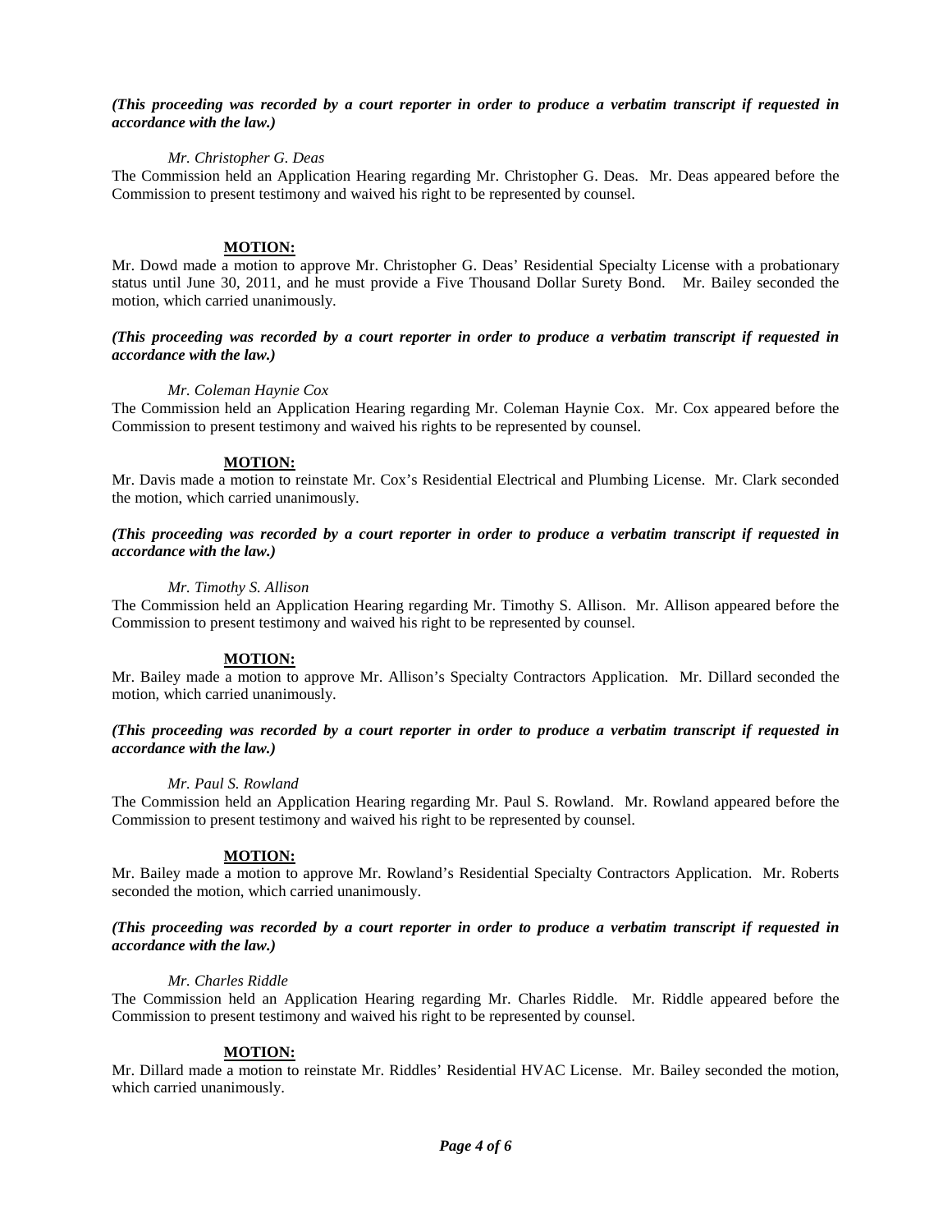***(This proceeding was recorded by a court reporter in order to produce a verbatim transcript if requested in accordance with the law.)***

*Mr. Christopher G. Deas*

The Commission held an Application Hearing regarding Mr. Christopher G. Deas. Mr. Deas appeared before the Commission to present testimony and waived his right to be represented by counsel.

**MOTION:**

Mr. Dowd made a motion to approve Mr. Christopher G. Deas' Residential Specialty License with a probationary status until June 30, 2011, and he must provide a Five Thousand Dollar Surety Bond. Mr. Bailey seconded the motion, which carried unanimously.

***(This proceeding was recorded by a court reporter in order to produce a verbatim transcript if requested in accordance with the law.)***

*Mr. Coleman Haynie Cox*

The Commission held an Application Hearing regarding Mr. Coleman Haynie Cox. Mr. Cox appeared before the Commission to present testimony and waived his rights to be represented by counsel.

**MOTION:**

Mr. Davis made a motion to reinstate Mr. Cox's Residential Electrical and Plumbing License. Mr. Clark seconded the motion, which carried unanimously.

***(This proceeding was recorded by a court reporter in order to produce a verbatim transcript if requested in accordance with the law.)***

*Mr. Timothy S. Allison*

The Commission held an Application Hearing regarding Mr. Timothy S. Allison. Mr. Allison appeared before the Commission to present testimony and waived his right to be represented by counsel.

**MOTION:**

Mr. Bailey made a motion to approve Mr. Allison's Specialty Contractors Application. Mr. Dillard seconded the motion, which carried unanimously.

***(This proceeding was recorded by a court reporter in order to produce a verbatim transcript if requested in accordance with the law.)***

*Mr. Paul S. Rowland*

The Commission held an Application Hearing regarding Mr. Paul S. Rowland. Mr. Rowland appeared before the Commission to present testimony and waived his right to be represented by counsel.

**MOTION:**

Mr. Bailey made a motion to approve Mr. Rowland's Residential Specialty Contractors Application. Mr. Roberts seconded the motion, which carried unanimously.

***(This proceeding was recorded by a court reporter in order to produce a verbatim transcript if requested in accordance with the law.)***

*Mr. Charles Riddle*

The Commission held an Application Hearing regarding Mr. Charles Riddle. Mr. Riddle appeared before the Commission to present testimony and waived his right to be represented by counsel.

**MOTION:**

Mr. Dillard made a motion to reinstate Mr. Riddles' Residential HVAC License. Mr. Bailey seconded the motion, which carried unanimously.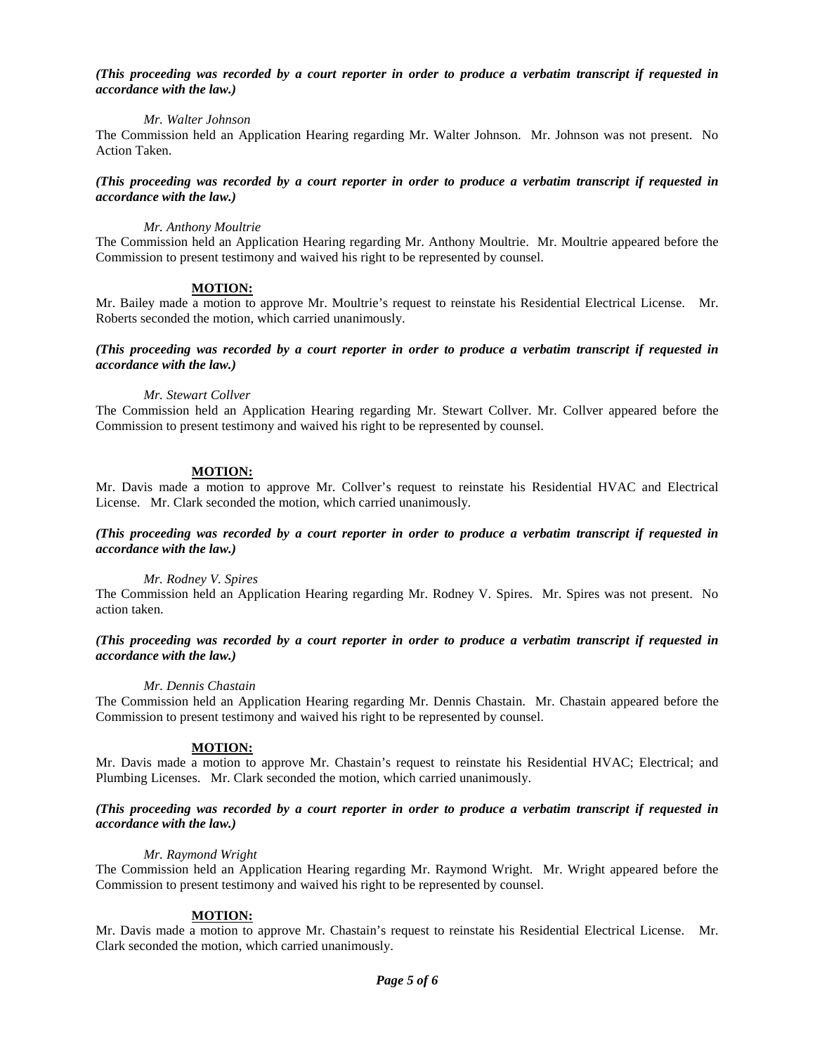***(This proceeding was recorded by a court reporter in order to produce a verbatim transcript if requested in accordance with the law.)***

*Mr. Walter Johnson*

The Commission held an Application Hearing regarding Mr. Walter Johnson. Mr. Johnson was not present. No Action Taken.

***(This proceeding was recorded by a court reporter in order to produce a verbatim transcript if requested in accordance with the law.)***

*Mr. Anthony Moultrie*

The Commission held an Application Hearing regarding Mr. Anthony Moultrie. Mr. Moultrie appeared before the Commission to present testimony and waived his right to be represented by counsel.

**MOTION:**

Mr. Bailey made a motion to approve Mr. Moultrie's request to reinstate his Residential Electrical License. Mr. Roberts seconded the motion, which carried unanimously.

***(This proceeding was recorded by a court reporter in order to produce a verbatim transcript if requested in accordance with the law.)***

*Mr. Stewart Collver*

The Commission held an Application Hearing regarding Mr. Stewart Collver. Mr. Collver appeared before the Commission to present testimony and waived his right to be represented by counsel.

**MOTION:**

Mr. Davis made a motion to approve Mr. Collver's request to reinstate his Residential HVAC and Electrical License. Mr. Clark seconded the motion, which carried unanimously.

***(This proceeding was recorded by a court reporter in order to produce a verbatim transcript if requested in accordance with the law.)***

*Mr. Rodney V. Spires*

The Commission held an Application Hearing regarding Mr. Rodney V. Spires. Mr. Spires was not present. No action taken.

***(This proceeding was recorded by a court reporter in order to produce a verbatim transcript if requested in accordance with the law.)***

*Mr. Dennis Chastain*

The Commission held an Application Hearing regarding Mr. Dennis Chastain. Mr. Chastain appeared before the Commission to present testimony and waived his right to be represented by counsel.

**MOTION:**

Mr. Davis made a motion to approve Mr. Chastain's request to reinstate his Residential HVAC; Electrical; and Plumbing Licenses. Mr. Clark seconded the motion, which carried unanimously.

***(This proceeding was recorded by a court reporter in order to produce a verbatim transcript if requested in accordance with the law.)***

*Mr. Raymond Wright*

The Commission held an Application Hearing regarding Mr. Raymond Wright. Mr. Wright appeared before the Commission to present testimony and waived his right to be represented by counsel.

**MOTION:**

Mr. Davis made a motion to approve Mr. Chastain's request to reinstate his Residential Electrical License. Mr. Clark seconded the motion, which carried unanimously.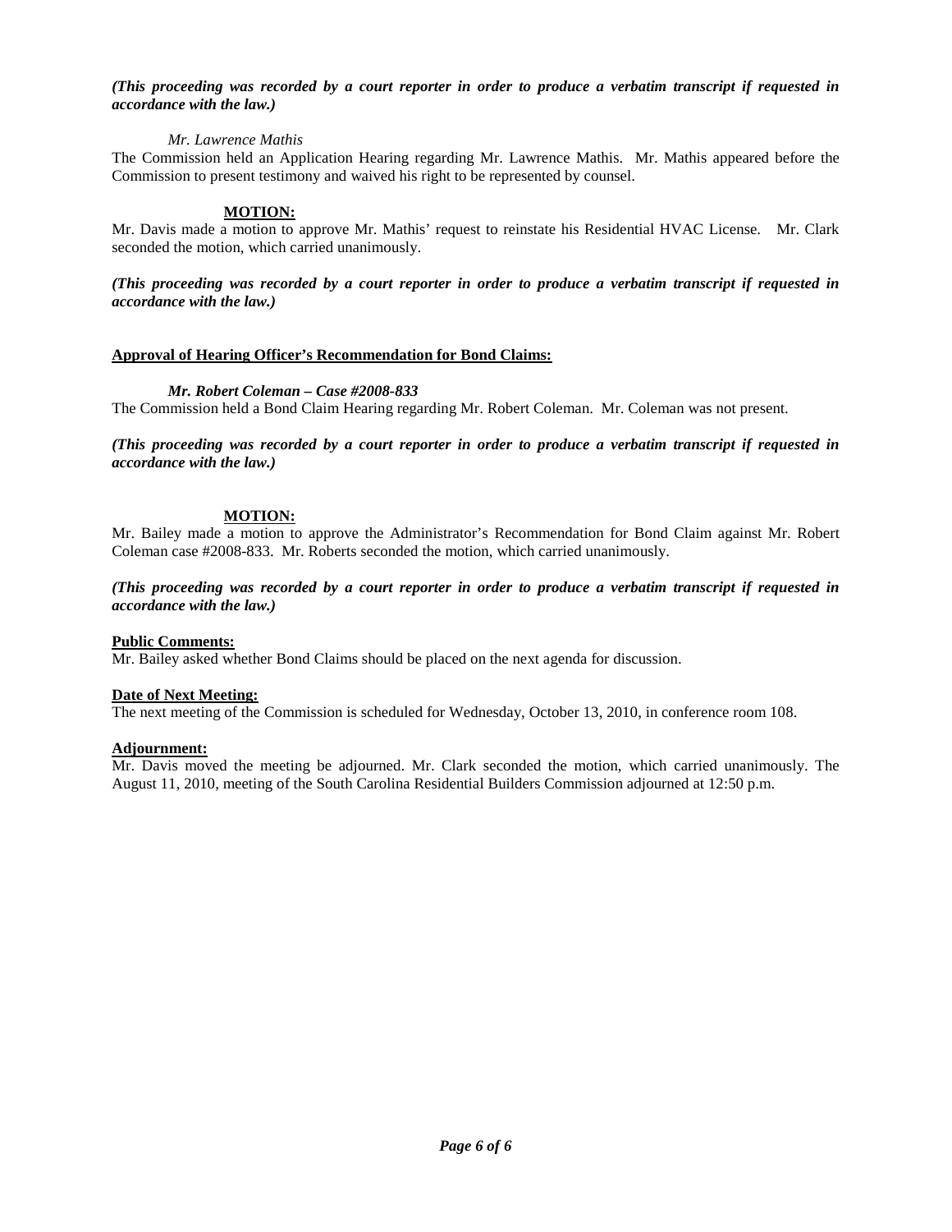***(This proceeding was recorded by a court reporter in order to produce a verbatim transcript if requested in accordance with the law.)***

*Mr. Lawrence Mathis*

The Commission held an Application Hearing regarding Mr. Lawrence Mathis. Mr. Mathis appeared before the Commission to present testimony and waived his right to be represented by counsel.

**MOTION:**

Mr. Davis made a motion to approve Mr. Mathis' request to reinstate his Residential HVAC License. Mr. Clark seconded the motion, which carried unanimously.

***(This proceeding was recorded by a court reporter in order to produce a verbatim transcript if requested in accordance with the law.)***

**Approval of Hearing Officer's Recommendation for Bond Claims:**

***Mr. Robert Coleman – Case #2008-833***

The Commission held a Bond Claim Hearing regarding Mr. Robert Coleman. Mr. Coleman was not present.

***(This proceeding was recorded by a court reporter in order to produce a verbatim transcript if requested in accordance with the law.)***

**MOTION:**

Mr. Bailey made a motion to approve the Administrator's Recommendation for Bond Claim against Mr. Robert Coleman case #2008-833. Mr. Roberts seconded the motion, which carried unanimously.

***(This proceeding was recorded by a court reporter in order to produce a verbatim transcript if requested in accordance with the law.)***

**Public Comments:**

Mr. Bailey asked whether Bond Claims should be placed on the next agenda for discussion.

**Date of Next Meeting:**

The next meeting of the Commission is scheduled for Wednesday, October 13, 2010, in conference room 108.

**Adjournment:**

Mr. Davis moved the meeting be adjourned. Mr. Clark seconded the motion, which carried unanimously. The August 11, 2010, meeting of the South Carolina Residential Builders Commission adjourned at 12:50 p.m.